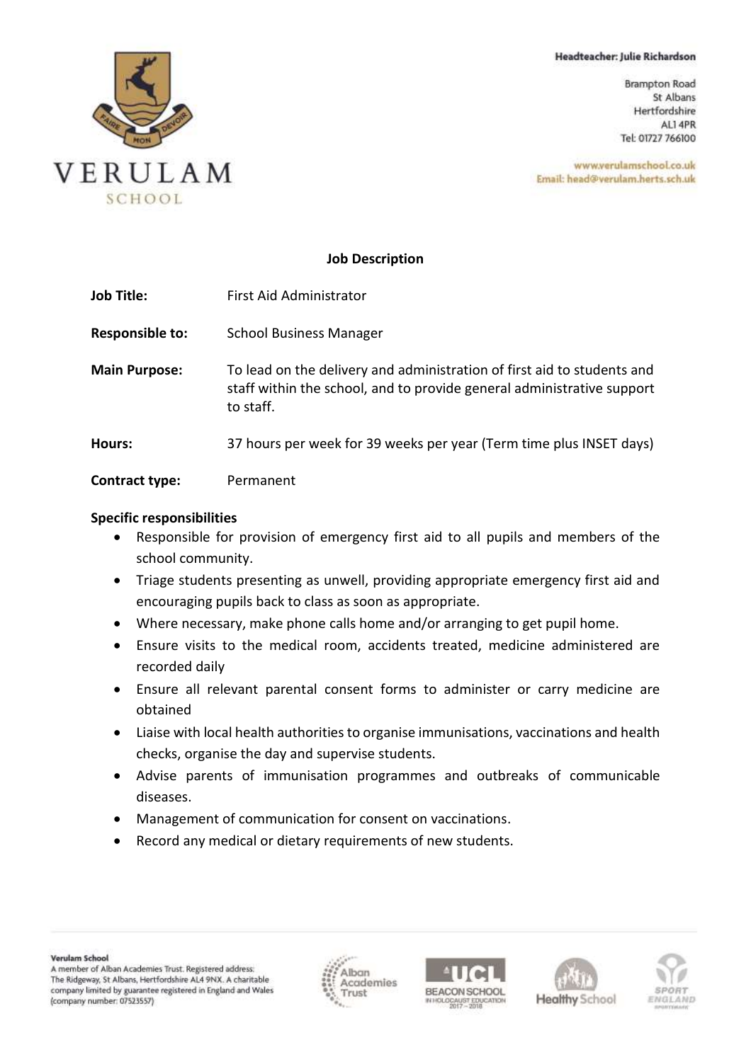**Headteacher: Julie Richardson**

Brampton Road
St Albans
Hertfordshire
AL1 4PR
Tel: 01727 766100

www.verulamschool.co.uk
Email: head@verulam.herts.sch.uk

VERULAM SCHOOL

## Job Description

**Job Title:** First Aid Administrator

**Responsible to:** School Business Manager

**Main Purpose:** To lead on the delivery and administration of first aid to students and staff within the school, and to provide general administrative support to staff.

**Hours:** 37 hours per week for 39 weeks per year (Term time plus INSET days)

**Contract type:** Permanent

**Specific responsibilities**

- Responsible for provision of emergency first aid to all pupils and members of the school community.
- Triage students presenting as unwell, providing appropriate emergency first aid and encouraging pupils back to class as soon as appropriate.
- Where necessary, make phone calls home and/or arranging to get pupil home.
- Ensure visits to the medical room, accidents treated, medicine administered are recorded daily
- Ensure all relevant parental consent forms to administer or carry medicine are obtained
- Liaise with local health authorities to organise immunisations, vaccinations and health checks, organise the day and supervise students.
- Advise parents of immunisation programmes and outbreaks of communicable diseases.
- Management of communication for consent on vaccinations.
- Record any medical or dietary requirements of new students.

**Verulam School**
A member of Alban Academies Trust. Registered address: The Ridgeway, St Albans, Hertfordshire AL4 9NX. A charitable company limited by guarantee registered in England and Wales (company number: 07523557)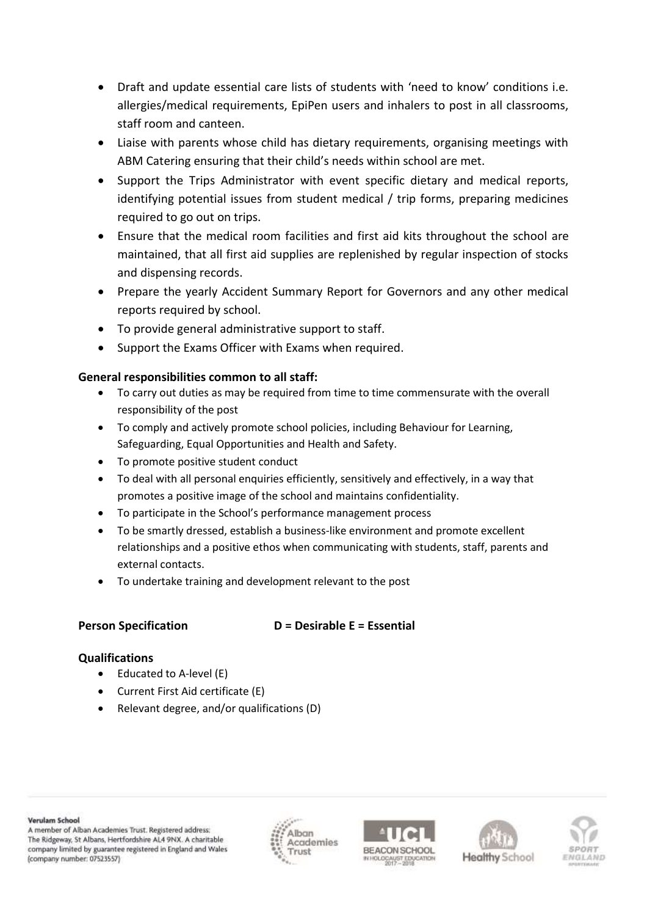- Draft and update essential care lists of students with 'need to know' conditions i.e. allergies/medical requirements, EpiPen users and inhalers to post in all classrooms, staff room and canteen.
- Liaise with parents whose child has dietary requirements, organising meetings with ABM Catering ensuring that their child's needs within school are met.
- Support the Trips Administrator with event specific dietary and medical reports, identifying potential issues from student medical / trip forms, preparing medicines required to go out on trips.
- Ensure that the medical room facilities and first aid kits throughout the school are maintained, that all first aid supplies are replenished by regular inspection of stocks and dispensing records.
- Prepare the yearly Accident Summary Report for Governors and any other medical reports required by school.
- To provide general administrative support to staff.
- Support the Exams Officer with Exams when required.

**General responsibilities common to all staff:**

- To carry out duties as may be required from time to time commensurate with the overall responsibility of the post
- To comply and actively promote school policies, including Behaviour for Learning, Safeguarding, Equal Opportunities and Health and Safety.
- To promote positive student conduct
- To deal with all personal enquiries efficiently, sensitively and effectively, in a way that promotes a positive image of the school and maintains confidentiality.
- To participate in the School's performance management process
- To be smartly dressed, establish a business-like environment and promote excellent relationships and a positive ethos when communicating with students, staff, parents and external contacts.
- To undertake training and development relevant to the post

**Person Specification** **D = Desirable E = Essential**

**Qualifications**

- Educated to A-level (E)
- Current First Aid certificate (E)
- Relevant degree, and/or qualifications (D)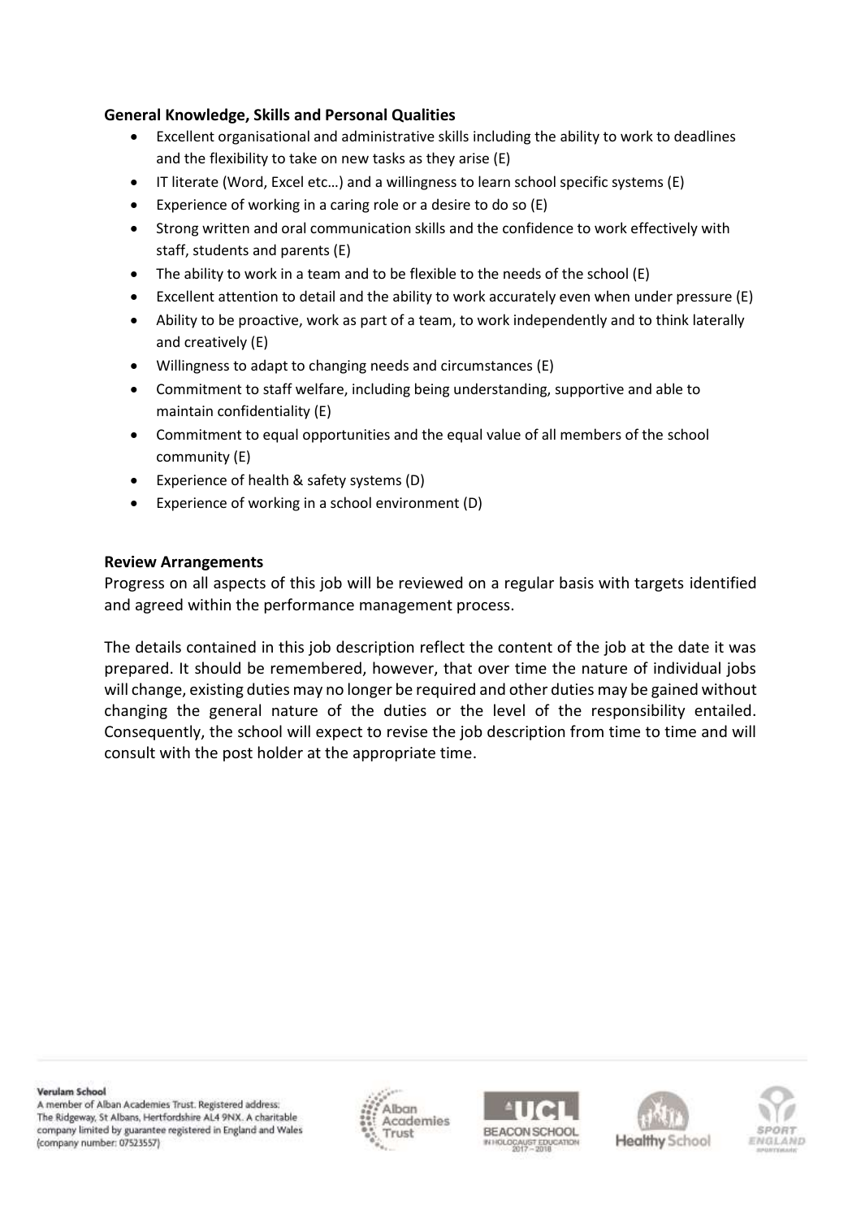**General Knowledge, Skills and Personal Qualities**

- Excellent organisational and administrative skills including the ability to work to deadlines and the flexibility to take on new tasks as they arise (E)
- IT literate (Word, Excel etc…) and a willingness to learn school specific systems (E)
- Experience of working in a caring role or a desire to do so (E)
- Strong written and oral communication skills and the confidence to work effectively with staff, students and parents (E)
- The ability to work in a team and to be flexible to the needs of the school (E)
- Excellent attention to detail and the ability to work accurately even when under pressure (E)
- Ability to be proactive, work as part of a team, to work independently and to think laterally and creatively (E)
- Willingness to adapt to changing needs and circumstances (E)
- Commitment to staff welfare, including being understanding, supportive and able to maintain confidentiality (E)
- Commitment to equal opportunities and the equal value of all members of the school community (E)
- Experience of health & safety systems (D)
- Experience of working in a school environment (D)

**Review Arrangements**

Progress on all aspects of this job will be reviewed on a regular basis with targets identified and agreed within the performance management process.

The details contained in this job description reflect the content of the job at the date it was prepared. It should be remembered, however, that over time the nature of individual jobs will change, existing duties may no longer be required and other duties may be gained without changing the general nature of the duties or the level of the responsibility entailed. Consequently, the school will expect to revise the job description from time to time and will consult with the post holder at the appropriate time.